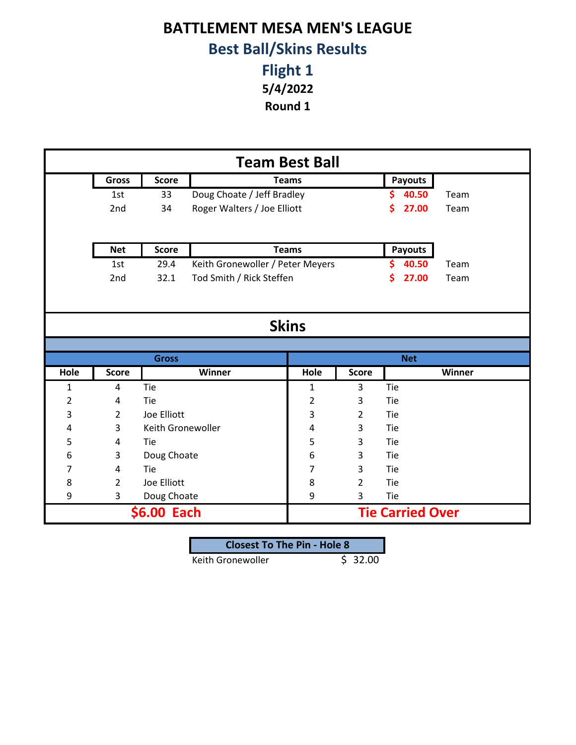# BATTLEMENT MESA MEN'S LEAGUE

## Best Ball/Skins Results

## Flight 1

**5/4/2022**

**Round 1**

## Team Best Ball

| Gross | Score | Teams | Payouts | |
|---|---|---|---|---|
| 1st | 33 | Doug Choate / Jeff Bradley | $ 40.50 | Team |
| 2nd | 34 | Roger Walters / Joe Elliott | $ 27.00 | Team |

| Net | Score | Teams | Payouts | |
|---|---|---|---|---|
| 1st | 29.4 | Keith Gronewoller / Peter Meyers | $ 40.50 | Team |
| 2nd | 32.1 | Tod Smith / Rick Steffen | $ 27.00 | Team |

## Skins

| Gross | | | Net | | |
|---|---|---|---|---|---|
| Hole | Score | Winner | Hole | Score | Winner |
| 1 | 4 | Tie | 1 | 3 | Tie |
| 2 | 4 | Tie | 2 | 3 | Tie |
| 3 | 2 | Joe Elliott | 3 | 2 | Tie |
| 4 | 3 | Keith Gronewoller | 4 | 3 | Tie |
| 5 | 4 | Tie | 5 | 3 | Tie |
| 6 | 3 | Doug Choate | 6 | 3 | Tie |
| 7 | 4 | Tie | 7 | 3 | Tie |
| 8 | 2 | Joe Elliott | 8 | 2 | Tie |
| 9 | 3 | Doug Choate | 9 | 3 | Tie |
| **$6.00 Each** | | | **Tie Carried Over** | | |

| Closest To The Pin - Hole 8 | |
|---|---|
| Keith Gronewoller | $ 32.00 |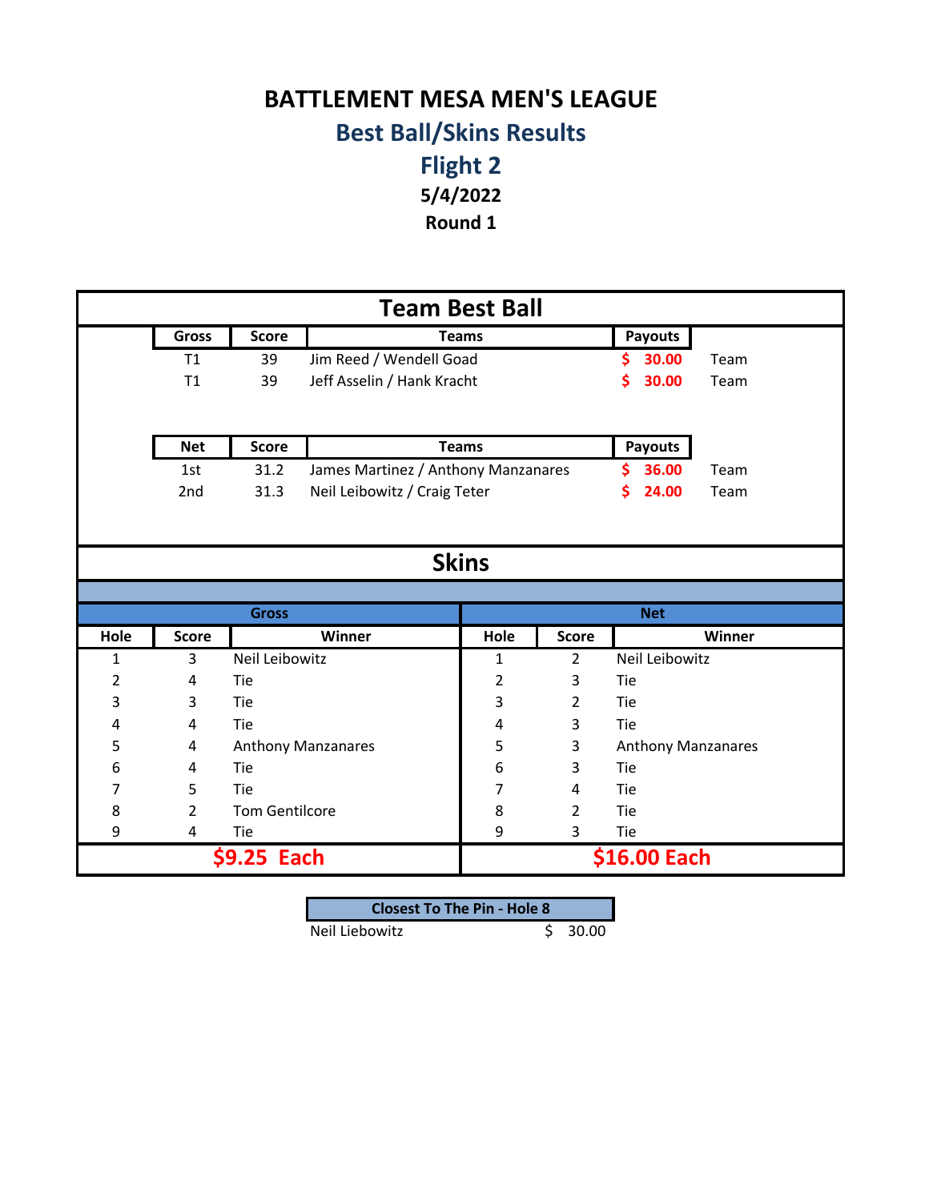# BATTLEMENT MESA MEN'S LEAGUE

## Best Ball/Skins Results

## Flight 2

**5/4/2022**

**Round 1**

## Team Best Ball

| Gross | Score | Teams | Payouts | |
|---|---|---|---|---|
| T1 | 39 | Jim Reed / Wendell Goad | $ 30.00 | Team |
| T1 | 39 | Jeff Asselin / Hank Kracht | $ 30.00 | Team |

| Net | Score | Teams | Payouts | |
|---|---|---|---|---|
| 1st | 31.2 | James Martinez / Anthony Manzanares | $ 36.00 | Team |
| 2nd | 31.3 | Neil Leibowitz / Craig Teter | $ 24.00 | Team |

## Skins

| Gross | | | Net | | |
|---|---|---|---|---|---|
| Hole | Score | Winner | Hole | Score | Winner |
| 1 | 3 | Neil Leibowitz | 1 | 2 | Neil Leibowitz |
| 2 | 4 | Tie | 2 | 3 | Tie |
| 3 | 3 | Tie | 3 | 2 | Tie |
| 4 | 4 | Tie | 4 | 3 | Tie |
| 5 | 4 | Anthony Manzanares | 5 | 3 | Anthony Manzanares |
| 6 | 4 | Tie | 6 | 3 | Tie |
| 7 | 5 | Tie | 7 | 4 | Tie |
| 8 | 2 | Tom Gentilcore | 8 | 2 | Tie |
| 9 | 4 | Tie | 9 | 3 | Tie |
| **$9.25 Each** | | | **$16.00 Each** | | |

| Closest To The Pin - Hole 8 | |
|---|---|
| Neil Liebowitz | $ 30.00 |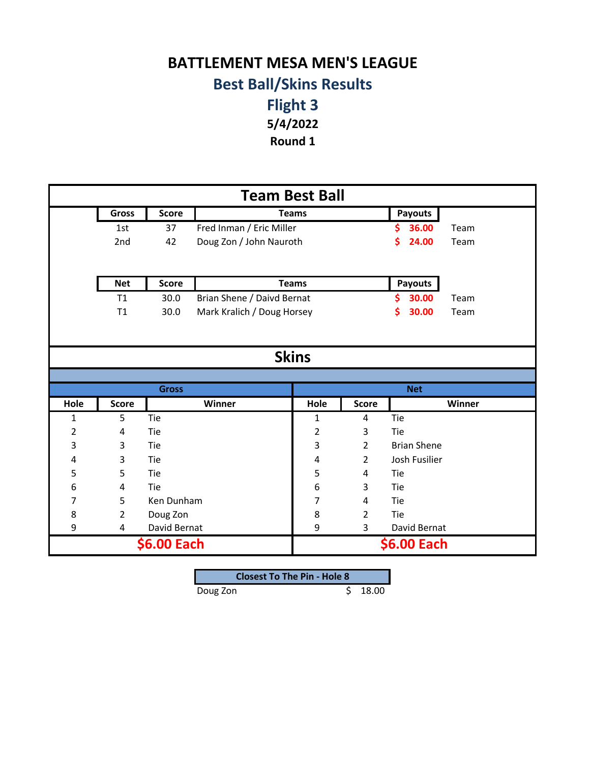# BATTLEMENT MESA MEN'S LEAGUE

## Best Ball/Skins Results

## Flight 3

**5/4/2022**

**Round 1**

## Team Best Ball

| Gross | Score | Teams | Payouts | |
|---|---|---|---|---|
| 1st | 37 | Fred Inman / Eric Miller | $ 36.00 | Team |
| 2nd | 42 | Doug Zon / John Nauroth | $ 24.00 | Team |

| Net | Score | Teams | Payouts | |
|---|---|---|---|---|
| T1 | 30.0 | Brian Shene / Daivd Bernat | $ 30.00 | Team |
| T1 | 30.0 | Mark Kralich / Doug Horsey | $ 30.00 | Team |

## Skins

| Gross | | | Net | | |
|---|---|---|---|---|---|
| Hole | Score | Winner | Hole | Score | Winner |
| 1 | 5 | Tie | 1 | 4 | Tie |
| 2 | 4 | Tie | 2 | 3 | Tie |
| 3 | 3 | Tie | 3 | 2 | Brian Shene |
| 4 | 3 | Tie | 4 | 2 | Josh Fusilier |
| 5 | 5 | Tie | 5 | 4 | Tie |
| 6 | 4 | Tie | 6 | 3 | Tie |
| 7 | 5 | Ken Dunham | 7 | 4 | Tie |
| 8 | 2 | Doug Zon | 8 | 2 | Tie |
| 9 | 4 | David Bernat | 9 | 3 | David Bernat |
| $6.00 Each | | | $6.00 Each | | |

| Closest To The Pin - Hole 8 | |
|---|---|
| Doug Zon | $ 18.00 |